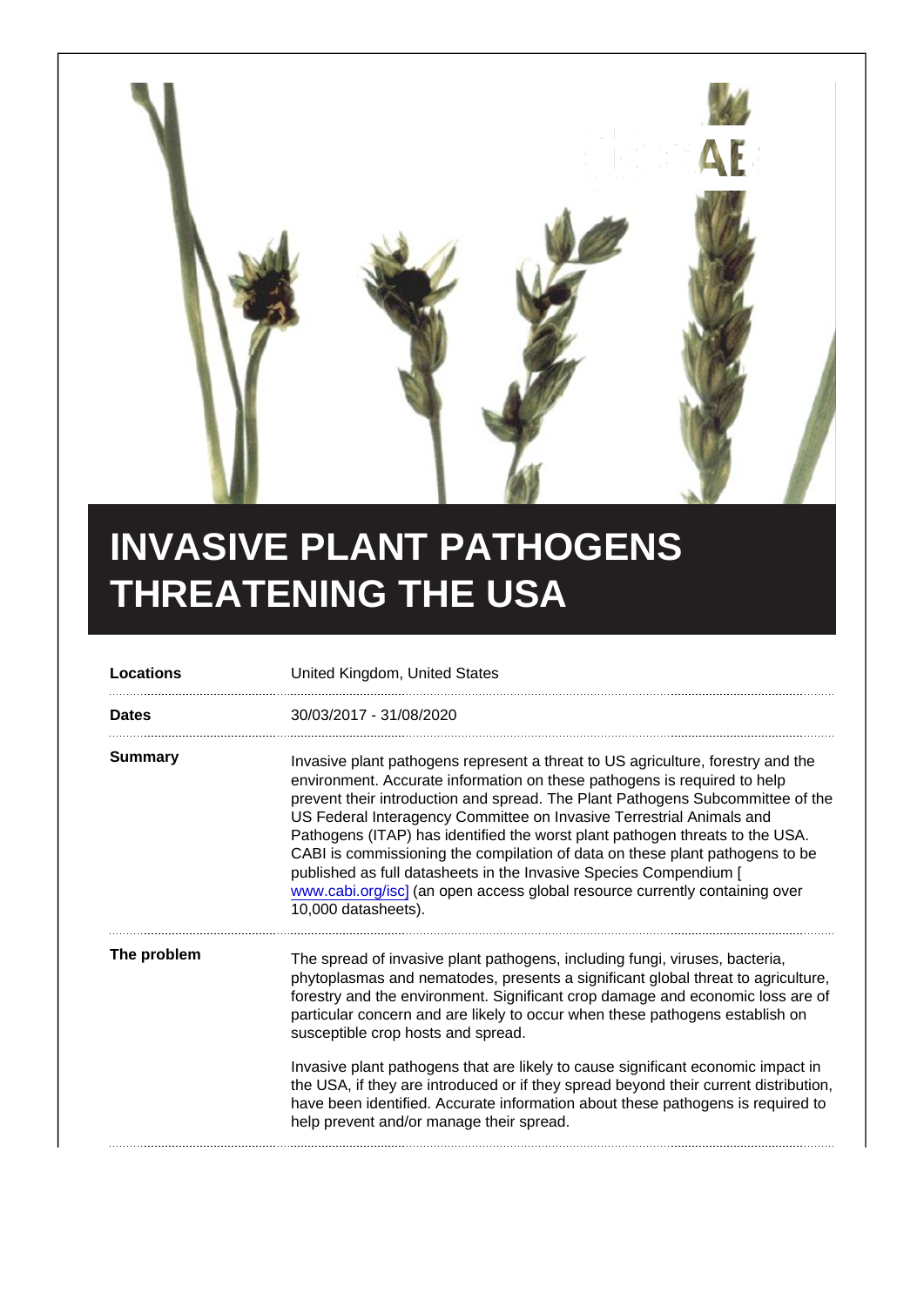# INVASIVE PLANT PATHOGENS THREATENING THE USA

| | |
|---|---|
| **Locations** | United Kingdom, United States |
| **Dates** | 30/03/2017 - 31/08/2020 |
| **Summary** | Invasive plant pathogens represent a threat to US agriculture, forestry and the environment. Accurate information on these pathogens is required to help prevent their introduction and spread. The Plant Pathogens Subcommittee of the US Federal Interagency Committee on Invasive Terrestrial Animals and Pathogens (ITAP) has identified the worst plant pathogen threats to the USA. CABI is commissioning the compilation of data on these plant pathogens to be published as full datasheets in the Invasive Species Compendium [ www.cabi.org/isc] (an open access global resource currently containing over 10,000 datasheets). |
| **The problem** | The spread of invasive plant pathogens, including fungi, viruses, bacteria, phytoplasmas and nematodes, presents a significant global threat to agriculture, forestry and the environment. Significant crop damage and economic loss are of particular concern and are likely to occur when these pathogens establish on susceptible crop hosts and spread.<br><br>Invasive plant pathogens that are likely to cause significant economic impact in the USA, if they are introduced or if they spread beyond their current distribution, have been identified. Accurate information about these pathogens is required to help prevent and/or manage their spread. |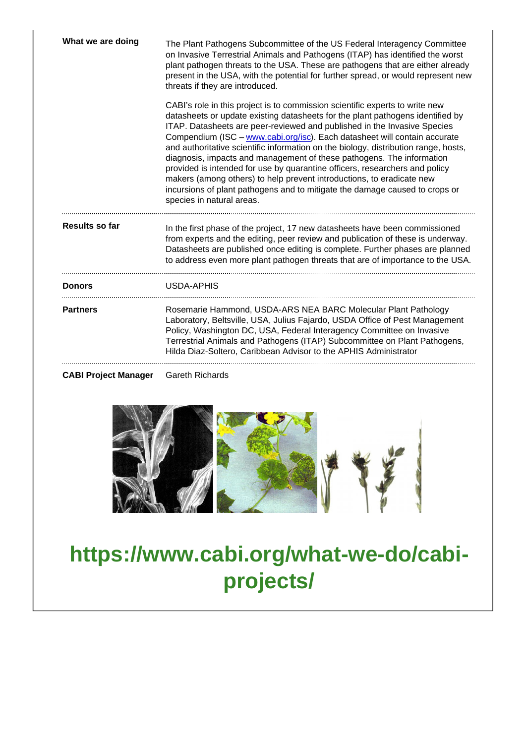**What we are doing**

The Plant Pathogens Subcommittee of the US Federal Interagency Committee on Invasive Terrestrial Animals and Pathogens (ITAP) has identified the worst plant pathogen threats to the USA. These are pathogens that are either already present in the USA, with the potential for further spread, or would represent new threats if they are introduced.

CABI's role in this project is to commission scientific experts to write new datasheets or update existing datasheets for the plant pathogens identified by ITAP. Datasheets are peer-reviewed and published in the Invasive Species Compendium (ISC – www.cabi.org/isc). Each datasheet will contain accurate and authoritative scientific information on the biology, distribution range, hosts, diagnosis, impacts and management of these pathogens. The information provided is intended for use by quarantine officers, researchers and policy makers (among others) to help prevent introductions, to eradicate new incursions of plant pathogens and to mitigate the damage caused to crops or species in natural areas.

**Results so far**

In the first phase of the project, 17 new datasheets have been commissioned from experts and the editing, peer review and publication of these is underway. Datasheets are published once editing is complete. Further phases are planned to address even more plant pathogen threats that are of importance to the USA.

**Donors**

USDA-APHIS

**Partners**

Rosemarie Hammond, USDA-ARS NEA BARC Molecular Plant Pathology Laboratory, Beltsville, USA, Julius Fajardo, USDA Office of Pest Management Policy, Washington DC, USA, Federal Interagency Committee on Invasive Terrestrial Animals and Pathogens (ITAP) Subcommittee on Plant Pathogens, Hilda Diaz-Soltero, Caribbean Advisor to the APHIS Administrator

**CABI Project Manager**

Gareth Richards

## https://www.cabi.org/what-we-do/cabi-projects/